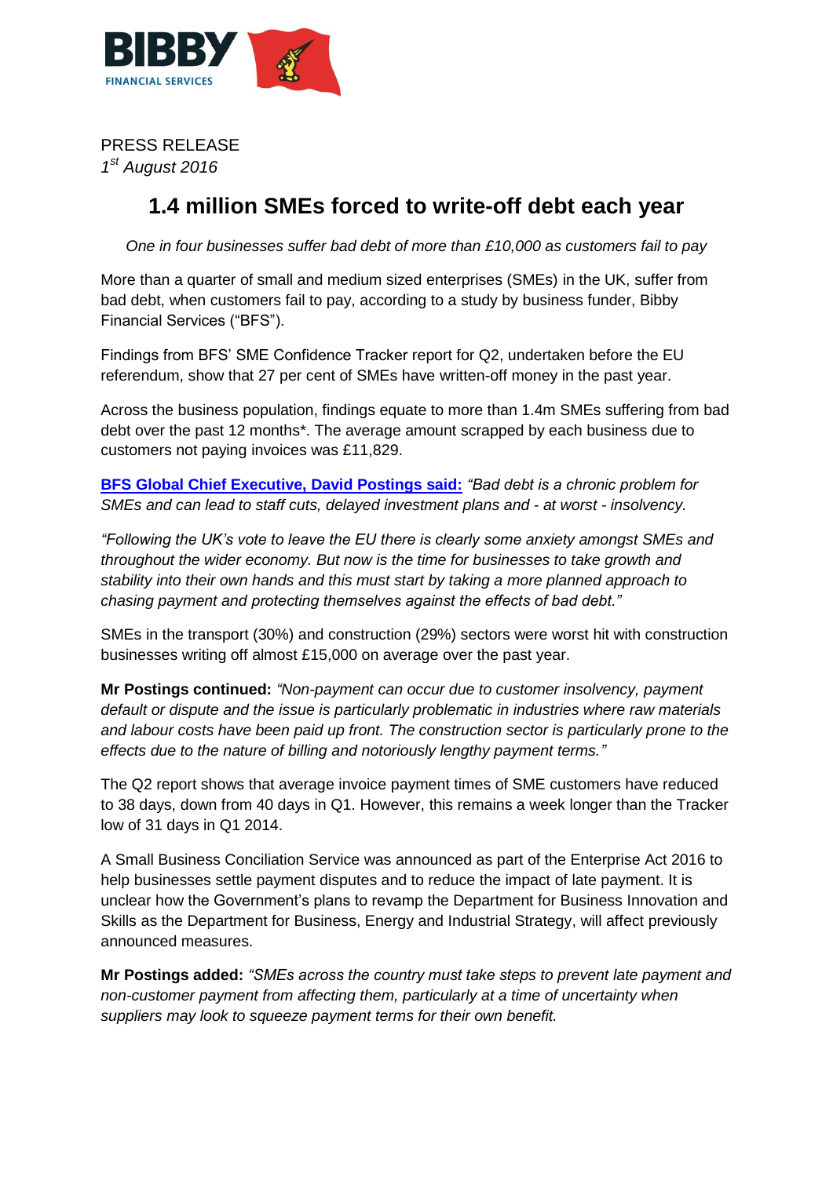BIBBY
FINANCIAL SERVICES

PRESS RELEASE
*1st August 2016*

# 1.4 million SMEs forced to write-off debt each year

*One in four businesses suffer bad debt of more than £10,000 as customers fail to pay*

More than a quarter of small and medium sized enterprises (SMEs) in the UK, suffer from bad debt, when customers fail to pay, according to a study by business funder, Bibby Financial Services ("BFS").

Findings from BFS' SME Confidence Tracker report for Q2, undertaken before the EU referendum, show that 27 per cent of SMEs have written-off money in the past year.

Across the business population, findings equate to more than 1.4m SMEs suffering from bad debt over the past 12 months*. The average amount scrapped by each business due to customers not paying invoices was £11,829.

**BFS Global Chief Executive, David Postings said:** *"Bad debt is a chronic problem for SMEs and can lead to staff cuts, delayed investment plans and - at worst - insolvency.*

*"Following the UK's vote to leave the EU there is clearly some anxiety amongst SMEs and throughout the wider economy. But now is the time for businesses to take growth and stability into their own hands and this must start by taking a more planned approach to chasing payment and protecting themselves against the effects of bad debt."*

SMEs in the transport (30%) and construction (29%) sectors were worst hit with construction businesses writing off almost £15,000 on average over the past year.

**Mr Postings continued:** *"Non-payment can occur due to customer insolvency, payment default or dispute and the issue is particularly problematic in industries where raw materials and labour costs have been paid up front. The construction sector is particularly prone to the effects due to the nature of billing and notoriously lengthy payment terms."*

The Q2 report shows that average invoice payment times of SME customers have reduced to 38 days, down from 40 days in Q1. However, this remains a week longer than the Tracker low of 31 days in Q1 2014.

A Small Business Conciliation Service was announced as part of the Enterprise Act 2016 to help businesses settle payment disputes and to reduce the impact of late payment. It is unclear how the Government's plans to revamp the Department for Business Innovation and Skills as the Department for Business, Energy and Industrial Strategy, will affect previously announced measures.

**Mr Postings added:** *"SMEs across the country must take steps to prevent late payment and non-customer payment from affecting them, particularly at a time of uncertainty when suppliers may look to squeeze payment terms for their own benefit.*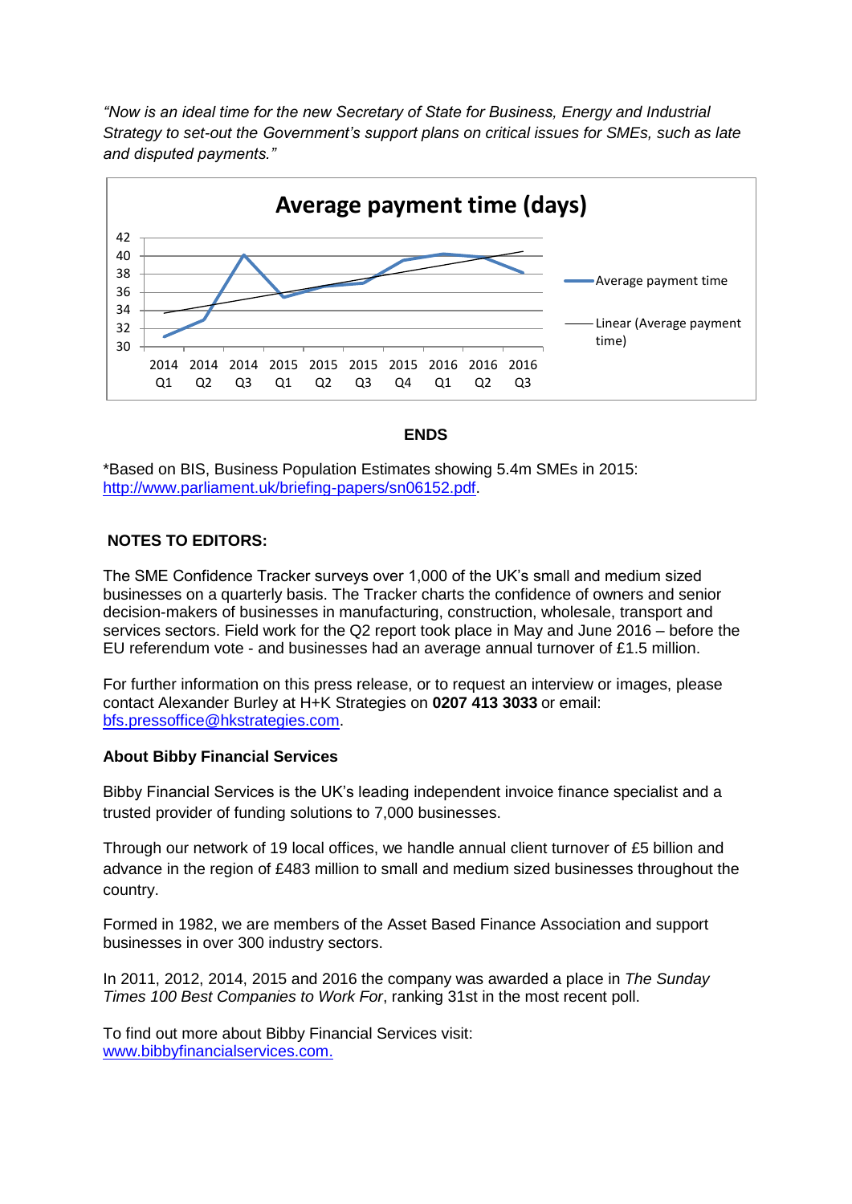*"Now is an ideal time for the new Secretary of State for Business, Energy and Industrial Strategy to set-out the Government's support plans on critical issues for SMEs, such as late and disputed payments."*

**Average payment time (days)**

42
40
38
36
34
32
30

2014 Q1
2014 Q2
2014 Q3
2015 Q1
2015 Q2
2015 Q3
2015 Q4
2016 Q1
2016 Q2
2016 Q3

Average payment time
Linear (Average payment time)

**ENDS**

*Based on BIS, Business Population Estimates showing 5.4m SMEs in 2015: http://www.parliament.uk/briefing-papers/sn06152.pdf.

**NOTES TO EDITORS:**

The SME Confidence Tracker surveys over 1,000 of the UK's small and medium sized businesses on a quarterly basis. The Tracker charts the confidence of owners and senior decision-makers of businesses in manufacturing, construction, wholesale, transport and services sectors. Field work for the Q2 report took place in May and June 2016 – before the EU referendum vote - and businesses had an average annual turnover of £1.5 million.

For further information on this press release, or to request an interview or images, please contact Alexander Burley at H+K Strategies on **0207 413 3033** or email: bfs.pressoffice@hkstrategies.com.

**About Bibby Financial Services**

Bibby Financial Services is the UK's leading independent invoice finance specialist and a trusted provider of funding solutions to 7,000 businesses.

Through our network of 19 local offices, we handle annual client turnover of £5 billion and advance in the region of £483 million to small and medium sized businesses throughout the country.

Formed in 1982, we are members of the Asset Based Finance Association and support businesses in over 300 industry sectors.

In 2011, 2012, 2014, 2015 and 2016 the company was awarded a place in *The Sunday Times 100 Best Companies to Work For*, ranking 31st in the most recent poll.

To find out more about Bibby Financial Services visit: www.bibbyfinancialservices.com.